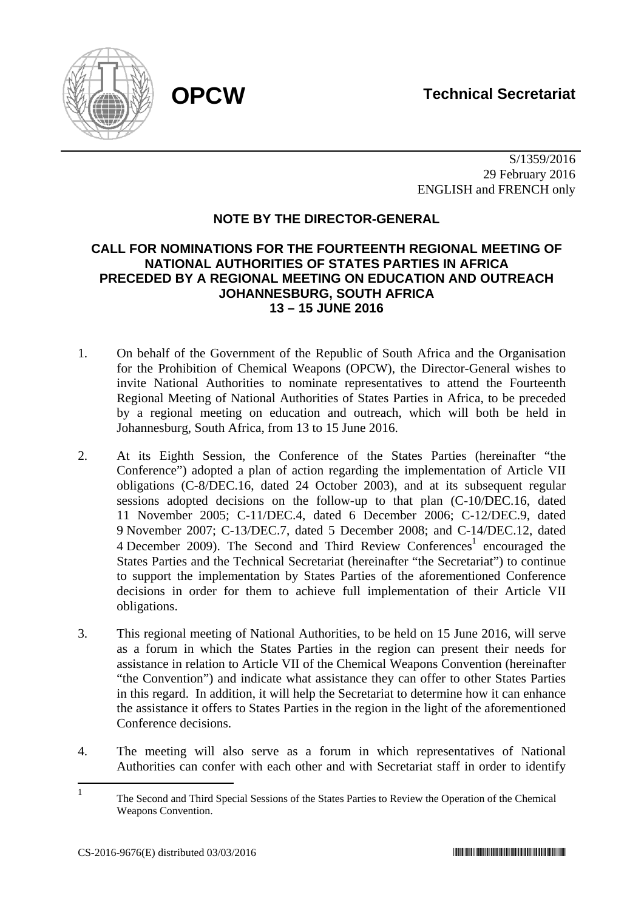**OPCW**

**Technical Secretariat**

S/1359/2016
29 February 2016
ENGLISH and FRENCH only

## NOTE BY THE DIRECTOR-GENERAL

## CALL FOR NOMINATIONS FOR THE FOURTEENTH REGIONAL MEETING OF NATIONAL AUTHORITIES OF STATES PARTIES IN AFRICA PRECEDED BY A REGIONAL MEETING ON EDUCATION AND OUTREACH JOHANNESBURG, SOUTH AFRICA 13 – 15 JUNE 2016

1. On behalf of the Government of the Republic of South Africa and the Organisation for the Prohibition of Chemical Weapons (OPCW), the Director-General wishes to invite National Authorities to nominate representatives to attend the Fourteenth Regional Meeting of National Authorities of States Parties in Africa, to be preceded by a regional meeting on education and outreach, which will both be held in Johannesburg, South Africa, from 13 to 15 June 2016.

2. At its Eighth Session, the Conference of the States Parties (hereinafter "the Conference") adopted a plan of action regarding the implementation of Article VII obligations (C-8/DEC.16, dated 24 October 2003), and at its subsequent regular sessions adopted decisions on the follow-up to that plan (C-10/DEC.16, dated 11 November 2005; C-11/DEC.4, dated 6 December 2006; C-12/DEC.9, dated 9 November 2007; C-13/DEC.7, dated 5 December 2008; and C-14/DEC.12, dated 4 December 2009). The Second and Third Review Conferences[1] encouraged the States Parties and the Technical Secretariat (hereinafter "the Secretariat") to continue to support the implementation by States Parties of the aforementioned Conference decisions in order for them to achieve full implementation of their Article VII obligations.

3. This regional meeting of National Authorities, to be held on 15 June 2016, will serve as a forum in which the States Parties in the region can present their needs for assistance in relation to Article VII of the Chemical Weapons Convention (hereinafter "the Convention") and indicate what assistance they can offer to other States Parties in this regard. In addition, it will help the Secretariat to determine how it can enhance the assistance it offers to States Parties in the region in the light of the aforementioned Conference decisions.

4. The meeting will also serve as a forum in which representatives of National Authorities can confer with each other and with Secretariat staff in order to identify

[1] The Second and Third Special Sessions of the States Parties to Review the Operation of the Chemical Weapons Convention.

CS-2016-9676(E) distributed 03/03/2016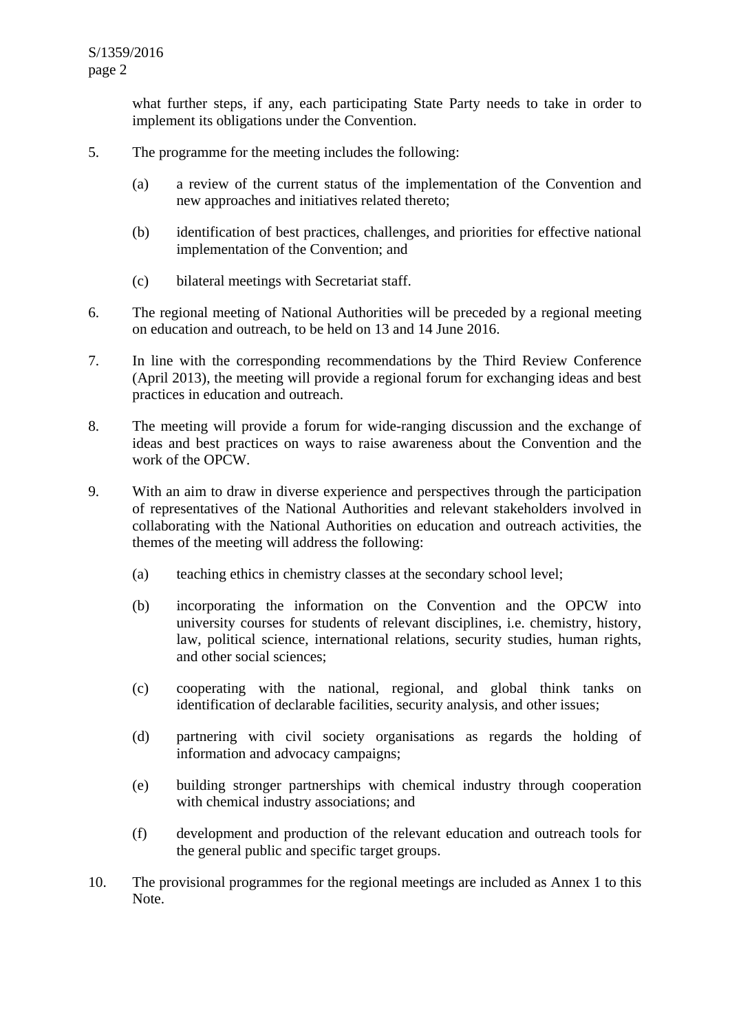what further steps, if any, each participating State Party needs to take in order to implement its obligations under the Convention.

5. The programme for the meeting includes the following:

   (a) a review of the current status of the implementation of the Convention and new approaches and initiatives related thereto;

   (b) identification of best practices, challenges, and priorities for effective national implementation of the Convention; and

   (c) bilateral meetings with Secretariat staff.

6. The regional meeting of National Authorities will be preceded by a regional meeting on education and outreach, to be held on 13 and 14 June 2016.

7. In line with the corresponding recommendations by the Third Review Conference (April 2013), the meeting will provide a regional forum for exchanging ideas and best practices in education and outreach.

8. The meeting will provide a forum for wide-ranging discussion and the exchange of ideas and best practices on ways to raise awareness about the Convention and the work of the OPCW.

9. With an aim to draw in diverse experience and perspectives through the participation of representatives of the National Authorities and relevant stakeholders involved in collaborating with the National Authorities on education and outreach activities, the themes of the meeting will address the following:

   (a) teaching ethics in chemistry classes at the secondary school level;

   (b) incorporating the information on the Convention and the OPCW into university courses for students of relevant disciplines, i.e. chemistry, history, law, political science, international relations, security studies, human rights, and other social sciences;

   (c) cooperating with the national, regional, and global think tanks on identification of declarable facilities, security analysis, and other issues;

   (d) partnering with civil society organisations as regards the holding of information and advocacy campaigns;

   (e) building stronger partnerships with chemical industry through cooperation with chemical industry associations; and

   (f) development and production of the relevant education and outreach tools for the general public and specific target groups.

10. The provisional programmes for the regional meetings are included as Annex 1 to this Note.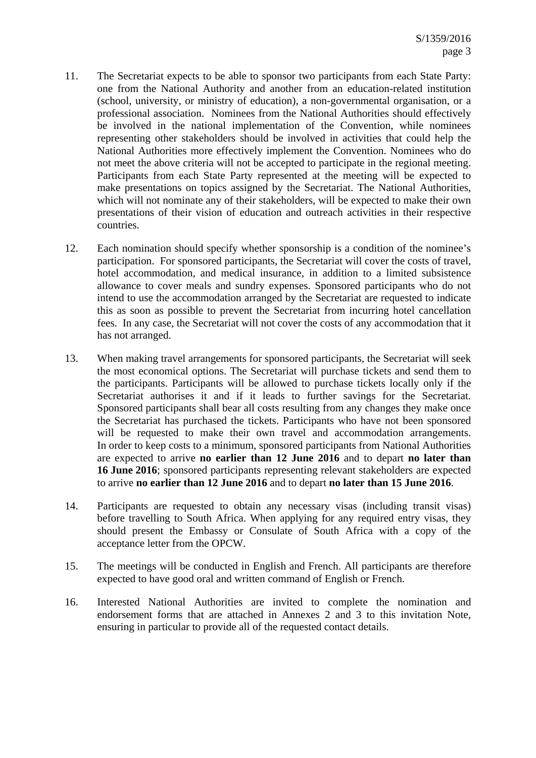11. The Secretariat expects to be able to sponsor two participants from each State Party: one from the National Authority and another from an education-related institution (school, university, or ministry of education), a non-governmental organisation, or a professional association. Nominees from the National Authorities should effectively be involved in the national implementation of the Convention, while nominees representing other stakeholders should be involved in activities that could help the National Authorities more effectively implement the Convention. Nominees who do not meet the above criteria will not be accepted to participate in the regional meeting. Participants from each State Party represented at the meeting will be expected to make presentations on topics assigned by the Secretariat. The National Authorities, which will not nominate any of their stakeholders, will be expected to make their own presentations of their vision of education and outreach activities in their respective countries.

12. Each nomination should specify whether sponsorship is a condition of the nominee's participation. For sponsored participants, the Secretariat will cover the costs of travel, hotel accommodation, and medical insurance, in addition to a limited subsistence allowance to cover meals and sundry expenses. Sponsored participants who do not intend to use the accommodation arranged by the Secretariat are requested to indicate this as soon as possible to prevent the Secretariat from incurring hotel cancellation fees. In any case, the Secretariat will not cover the costs of any accommodation that it has not arranged.

13. When making travel arrangements for sponsored participants, the Secretariat will seek the most economical options. The Secretariat will purchase tickets and send them to the participants. Participants will be allowed to purchase tickets locally only if the Secretariat authorises it and if it leads to further savings for the Secretariat. Sponsored participants shall bear all costs resulting from any changes they make once the Secretariat has purchased the tickets. Participants who have not been sponsored will be requested to make their own travel and accommodation arrangements. In order to keep costs to a minimum, sponsored participants from National Authorities are expected to arrive **no earlier than 12 June 2016** and to depart **no later than 16 June 2016**; sponsored participants representing relevant stakeholders are expected to arrive **no earlier than 12 June 2016** and to depart **no later than 15 June 2016**.

14. Participants are requested to obtain any necessary visas (including transit visas) before travelling to South Africa. When applying for any required entry visas, they should present the Embassy or Consulate of South Africa with a copy of the acceptance letter from the OPCW.

15. The meetings will be conducted in English and French. All participants are therefore expected to have good oral and written command of English or French.

16. Interested National Authorities are invited to complete the nomination and endorsement forms that are attached in Annexes 2 and 3 to this invitation Note, ensuring in particular to provide all of the requested contact details.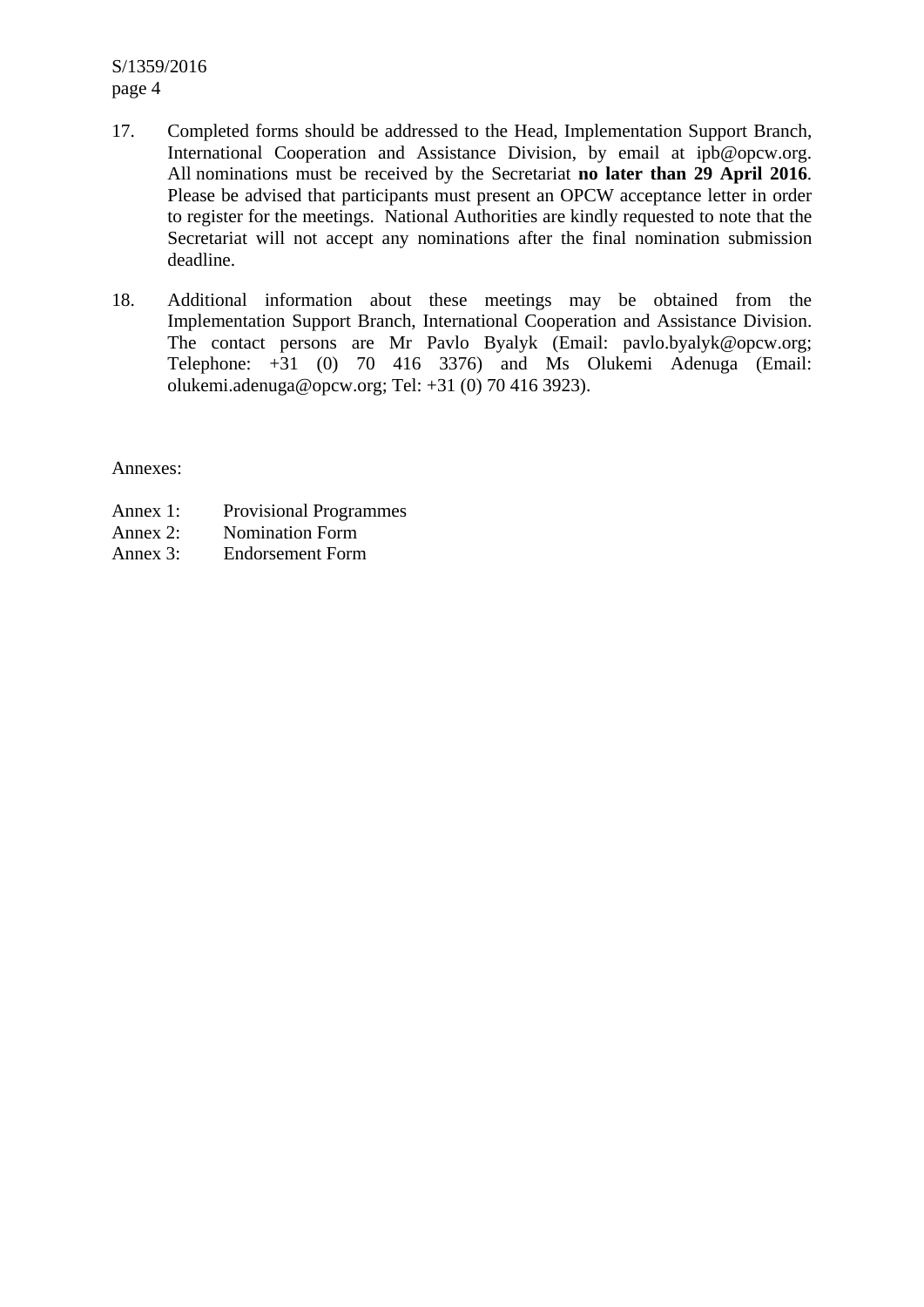17. Completed forms should be addressed to the Head, Implementation Support Branch, International Cooperation and Assistance Division, by email at ipb@opcw.org. All nominations must be received by the Secretariat **no later than 29 April 2016**. Please be advised that participants must present an OPCW acceptance letter in order to register for the meetings. National Authorities are kindly requested to note that the Secretariat will not accept any nominations after the final nomination submission deadline.

18. Additional information about these meetings may be obtained from the Implementation Support Branch, International Cooperation and Assistance Division. The contact persons are Mr Pavlo Byalyk (Email: pavlo.byalyk@opcw.org; Telephone: +31 (0) 70 416 3376) and Ms Olukemi Adenuga (Email: olukemi.adenuga@opcw.org; Tel: +31 (0) 70 416 3923).

Annexes:

Annex 1: Provisional Programmes
Annex 2: Nomination Form
Annex 3: Endorsement Form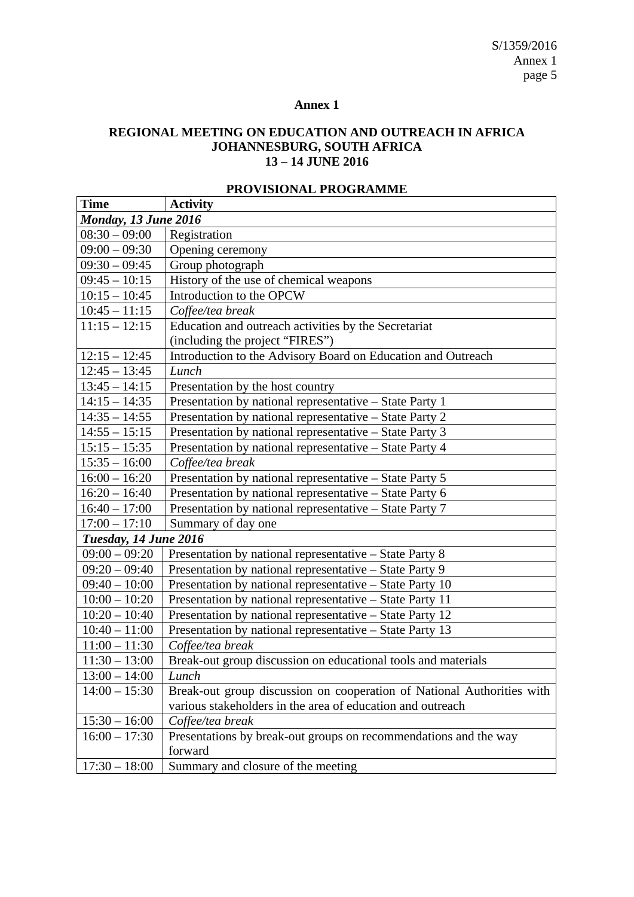# Annex 1

## REGIONAL MEETING ON EDUCATION AND OUTREACH IN AFRICA JOHANNESBURG, SOUTH AFRICA 13 – 14 JUNE 2016

### PROVISIONAL PROGRAMME

| Time | Activity |
|---|---|
| ***Monday, 13 June 2016*** | |
| 08:30 – 09:00 | Registration |
| 09:00 – 09:30 | Opening ceremony |
| 09:30 – 09:45 | Group photograph |
| 09:45 – 10:15 | History of the use of chemical weapons |
| 10:15 – 10:45 | Introduction to the OPCW |
| 10:45 – 11:15 | *Coffee/tea break* |
| 11:15 – 12:15 | Education and outreach activities by the Secretariat (including the project “FIRES”) |
| 12:15 – 12:45 | Introduction to the Advisory Board on Education and Outreach |
| 12:45 – 13:45 | *Lunch* |
| 13:45 – 14:15 | Presentation by the host country |
| 14:15 – 14:35 | Presentation by national representative – State Party 1 |
| 14:35 – 14:55 | Presentation by national representative – State Party 2 |
| 14:55 – 15:15 | Presentation by national representative – State Party 3 |
| 15:15 – 15:35 | Presentation by national representative – State Party 4 |
| 15:35 – 16:00 | *Coffee/tea break* |
| 16:00 – 16:20 | Presentation by national representative – State Party 5 |
| 16:20 – 16:40 | Presentation by national representative – State Party 6 |
| 16:40 – 17:00 | Presentation by national representative – State Party 7 |
| 17:00 – 17:10 | Summary of day one |
| ***Tuesday, 14 June 2016*** | |
| 09:00 – 09:20 | Presentation by national representative – State Party 8 |
| 09:20 – 09:40 | Presentation by national representative – State Party 9 |
| 09:40 – 10:00 | Presentation by national representative – State Party 10 |
| 10:00 – 10:20 | Presentation by national representative – State Party 11 |
| 10:20 – 10:40 | Presentation by national representative – State Party 12 |
| 10:40 – 11:00 | Presentation by national representative – State Party 13 |
| 11:00 – 11:30 | *Coffee/tea break* |
| 11:30 – 13:00 | Break-out group discussion on educational tools and materials |
| 13:00 – 14:00 | *Lunch* |
| 14:00 – 15:30 | Break-out group discussion on cooperation of National Authorities with various stakeholders in the area of education and outreach |
| 15:30 – 16:00 | *Coffee/tea break* |
| 16:00 – 17:30 | Presentations by break-out groups on recommendations and the way forward |
| 17:30 – 18:00 | Summary and closure of the meeting |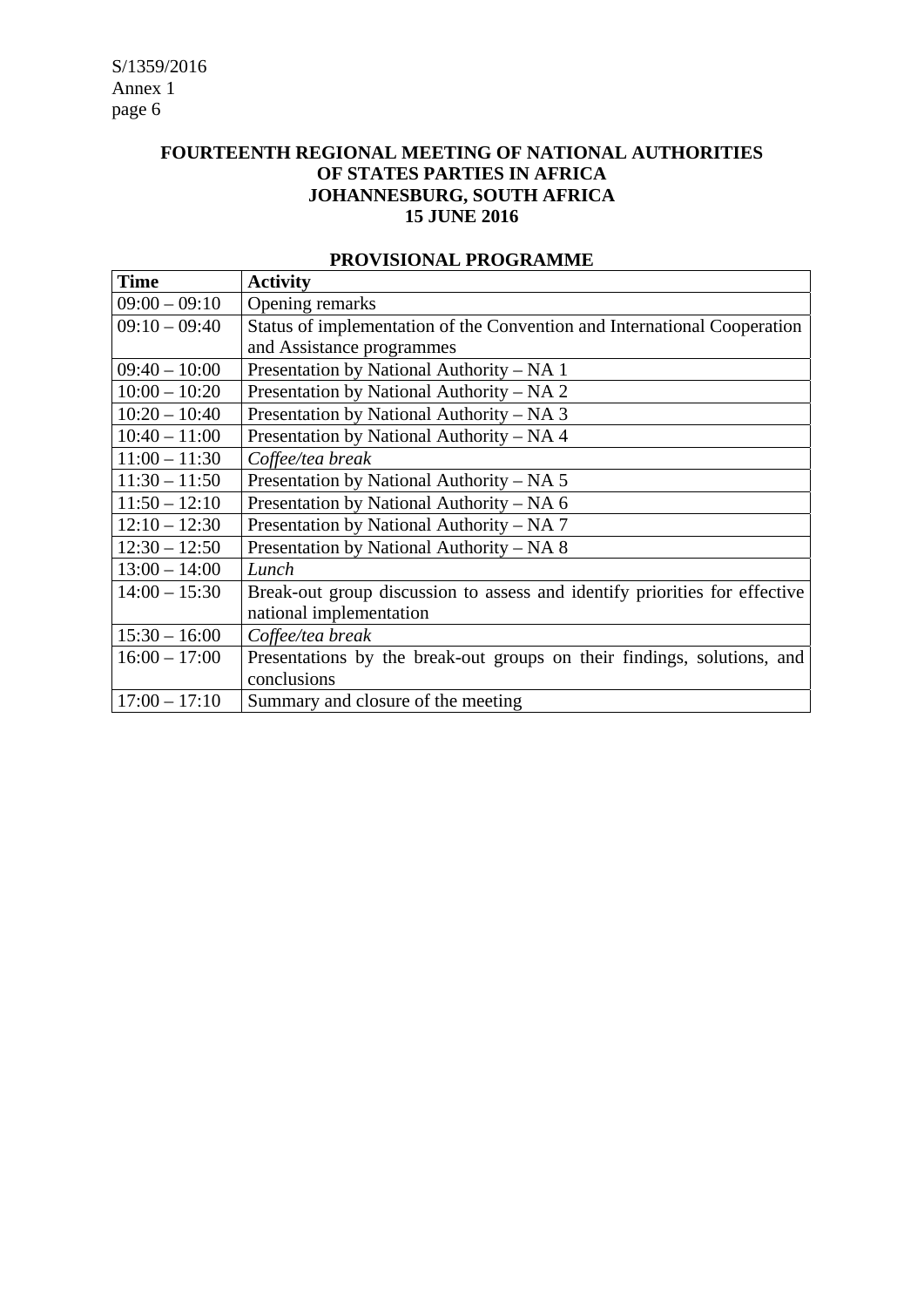**FOURTEENTH REGIONAL MEETING OF NATIONAL AUTHORITIES OF STATES PARTIES IN AFRICA JOHANNESBURG, SOUTH AFRICA 15 JUNE 2016**

**PROVISIONAL PROGRAMME**

| **Time** | **Activity** |
|---|---|
| 09:00 – 09:10 | Opening remarks |
| 09:10 – 09:40 | Status of implementation of the Convention and International Cooperation and Assistance programmes |
| 09:40 – 10:00 | Presentation by National Authority – NA 1 |
| 10:00 – 10:20 | Presentation by National Authority – NA 2 |
| 10:20 – 10:40 | Presentation by National Authority – NA 3 |
| 10:40 – 11:00 | Presentation by National Authority – NA 4 |
| 11:00 – 11:30 | *Coffee/tea break* |
| 11:30 – 11:50 | Presentation by National Authority – NA 5 |
| 11:50 – 12:10 | Presentation by National Authority – NA 6 |
| 12:10 – 12:30 | Presentation by National Authority – NA 7 |
| 12:30 – 12:50 | Presentation by National Authority – NA 8 |
| 13:00 – 14:00 | *Lunch* |
| 14:00 – 15:30 | Break-out group discussion to assess and identify priorities for effective national implementation |
| 15:30 – 16:00 | *Coffee/tea break* |
| 16:00 – 17:00 | Presentations by the break-out groups on their findings, solutions, and conclusions |
| 17:00 – 17:10 | Summary and closure of the meeting |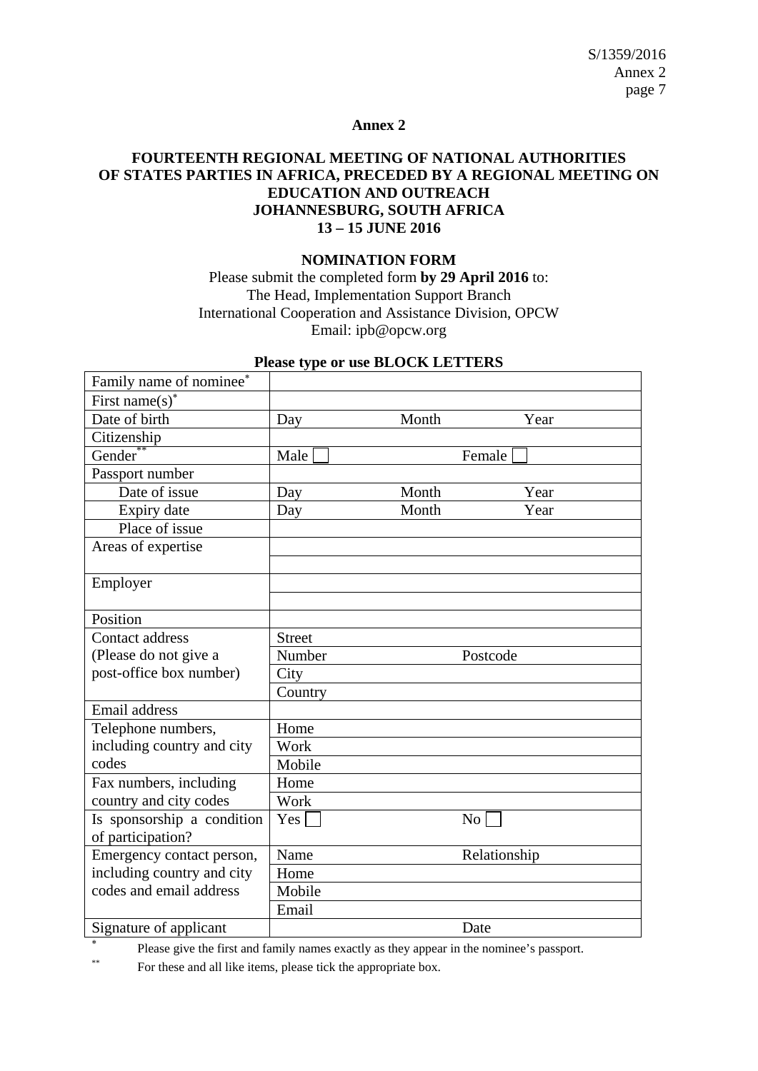## Annex 2

**FOURTEENTH REGIONAL MEETING OF NATIONAL AUTHORITIES OF STATES PARTIES IN AFRICA, PRECEDED BY A REGIONAL MEETING ON EDUCATION AND OUTREACH JOHANNESBURG, SOUTH AFRICA 13 – 15 JUNE 2016**

**NOMINATION FORM**

Please submit the completed form **by 29 April 2016** to:
The Head, Implementation Support Branch
International Cooperation and Assistance Division, OPCW
Email: ipb@opcw.org

**Please type or use BLOCK LETTERS**

| | | |
|---|---|---|
| Family name of nominee* | | |
| First name(s)* | | |
| Date of birth | Day Month | Year |
| Citizenship | | |
| Gender** | Male ☐ | Female ☐ |
| Passport number | | |
| Date of issue | Day Month | Year |
| Expiry date | Day Month | Year |
| Place of issue | | |
| Areas of expertise | | |
| | | |
| Employer | | |
| | | |
| Position | | |
| Contact address (Please do not give a post-office box number) | Street | |
| | Number | Postcode |
| | City | |
| | Country | |
| Email address | | |
| Telephone numbers, including country and city codes | Home | |
| | Work | |
| | Mobile | |
| Fax numbers, including country and city codes | Home | |
| | Work | |
| Is sponsorship a condition of participation? | Yes ☐ | No ☐ |
| Emergency contact person, including country and city codes and email address | Name | Relationship |
| | Home | |
| | Mobile | |
| | Email | |
| Signature of applicant | | Date |

\* Please give the first and family names exactly as they appear in the nominee's passport.

\*\* For these and all like items, please tick the appropriate box.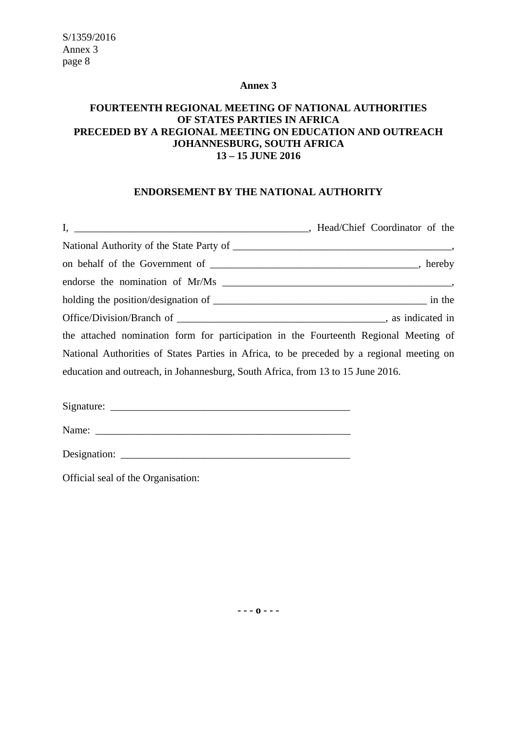**Annex 3**

**FOURTEENTH REGIONAL MEETING OF NATIONAL AUTHORITIES OF STATES PARTIES IN AFRICA PRECEDED BY A REGIONAL MEETING ON EDUCATION AND OUTREACH JOHANNESBURG, SOUTH AFRICA 13 – 15 JUNE 2016**

**ENDORSEMENT BY THE NATIONAL AUTHORITY**

I, ______________________________________________, Head/Chief Coordinator of the National Authority of the State Party of __________________________________________, on behalf of the Government of ________________________________________, hereby endorse the nomination of Mr/Ms ____________________________________________, holding the position/designation of _________________________________________ in the Office/Division/Branch of ________________________________________, as indicated in the attached nomination form for participation in the Fourteenth Regional Meeting of National Authorities of States Parties in Africa, to be preceded by a regional meeting on education and outreach, in Johannesburg, South Africa, from 13 to 15 June 2016.

Signature: _______________________________________________

Name: ___________________________________________________

Designation: _____________________________________________

Official seal of the Organisation:

**- - - o - - -**